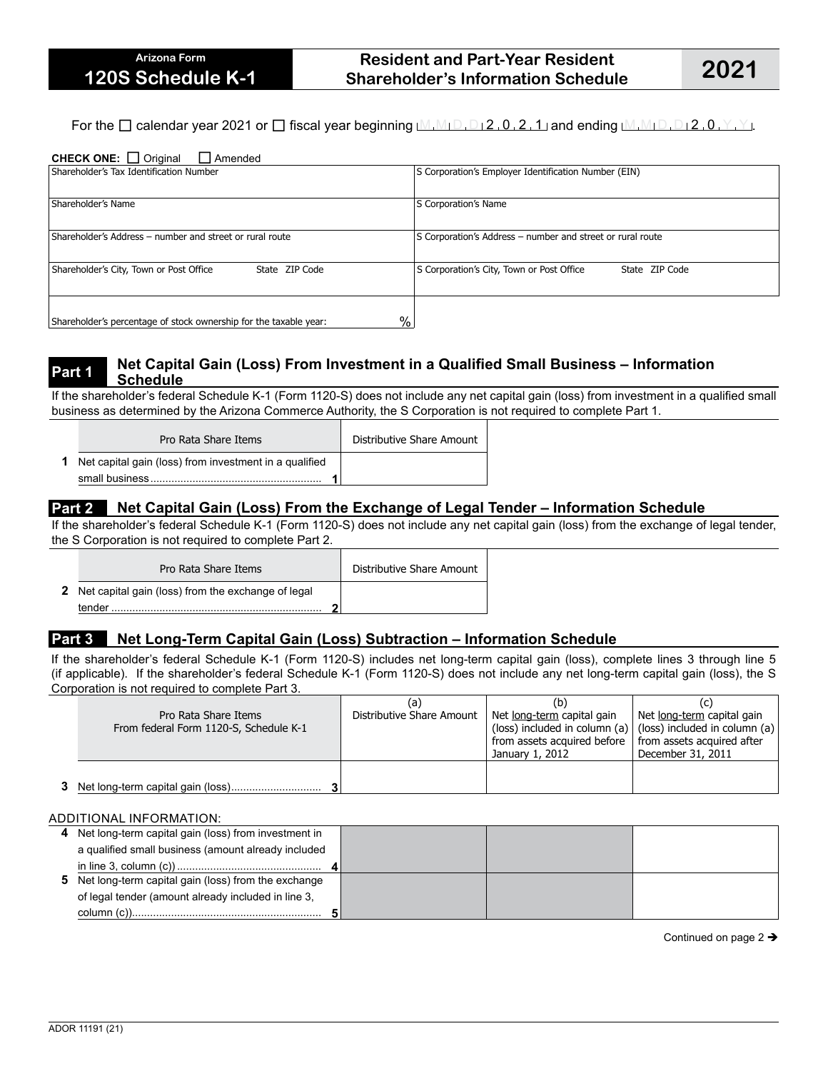Arizona Form

# 120S Schedule K-1

## Resident and Part-Year Resident Shareholder's Information Schedule

# 2021

For the ☐ calendar year 2021 or ☐ fiscal year beginning M M D D 2 0 2 1 and ending M M D D 2 0 Y Y.

**CHECK ONE:** ☐ Original ☐ Amended

| | |
|---|---|
| Shareholder's Tax Identification Number | S Corporation's Employer Identification Number (EIN) |
| Shareholder's Name | S Corporation's Name |
| Shareholder's Address – number and street or rural route | S Corporation's Address – number and street or rural route |
| Shareholder's City, Town or Post Office State ZIP Code | S Corporation's City, Town or Post Office State ZIP Code |
| Shareholder's percentage of stock ownership for the taxable year: % | |

## Part 1 Net Capital Gain (Loss) From Investment in a Qualified Small Business – Information Schedule

If the shareholder's federal Schedule K-1 (Form 1120-S) does not include any net capital gain (loss) from investment in a qualified small business as determined by the Arizona Commerce Authority, the S Corporation is not required to complete Part 1.

| | Pro Rata Share Items | | Distributive Share Amount |
|---|---|---|---|
| 1 | Net capital gain (loss) from investment in a qualified small business | 1 | |

## Part 2 Net Capital Gain (Loss) From the Exchange of Legal Tender – Information Schedule

If the shareholder's federal Schedule K-1 (Form 1120-S) does not include any net capital gain (loss) from the exchange of legal tender, the S Corporation is not required to complete Part 2.

| | Pro Rata Share Items | | Distributive Share Amount |
|---|---|---|---|
| 2 | Net capital gain (loss) from the exchange of legal tender | 2 | |

## Part 3 Net Long-Term Capital Gain (Loss) Subtraction – Information Schedule

If the shareholder's federal Schedule K-1 (Form 1120-S) includes net long-term capital gain (loss), complete lines 3 through line 5 (if applicable). If the shareholder's federal Schedule K-1 (Form 1120-S) does not include any net long-term capital gain (loss), the S Corporation is not required to complete Part 3.

| | Pro Rata Share Items From federal Form 1120-S, Schedule K-1 | | (a) Distributive Share Amount | (b) Net long-term capital gain (loss) included in column (a) from assets acquired before January 1, 2012 | (c) Net long-term capital gain (loss) included in column (a) from assets acquired after December 31, 2011 |
|---|---|---|---|---|---|
| 3 | Net long-term capital gain (loss) | 3 | | | |
| | ADDITIONAL INFORMATION: | | | | |
| 4 | Net long-term capital gain (loss) from investment in a qualified small business (amount already included in line 3, column (c)) | 4 | | | |
| 5 | Net long-term capital gain (loss) from the exchange of legal tender (amount already included in line 3, column (c)) | 5 | | | |

Continued on page 2 →

ADOR 11191 (21)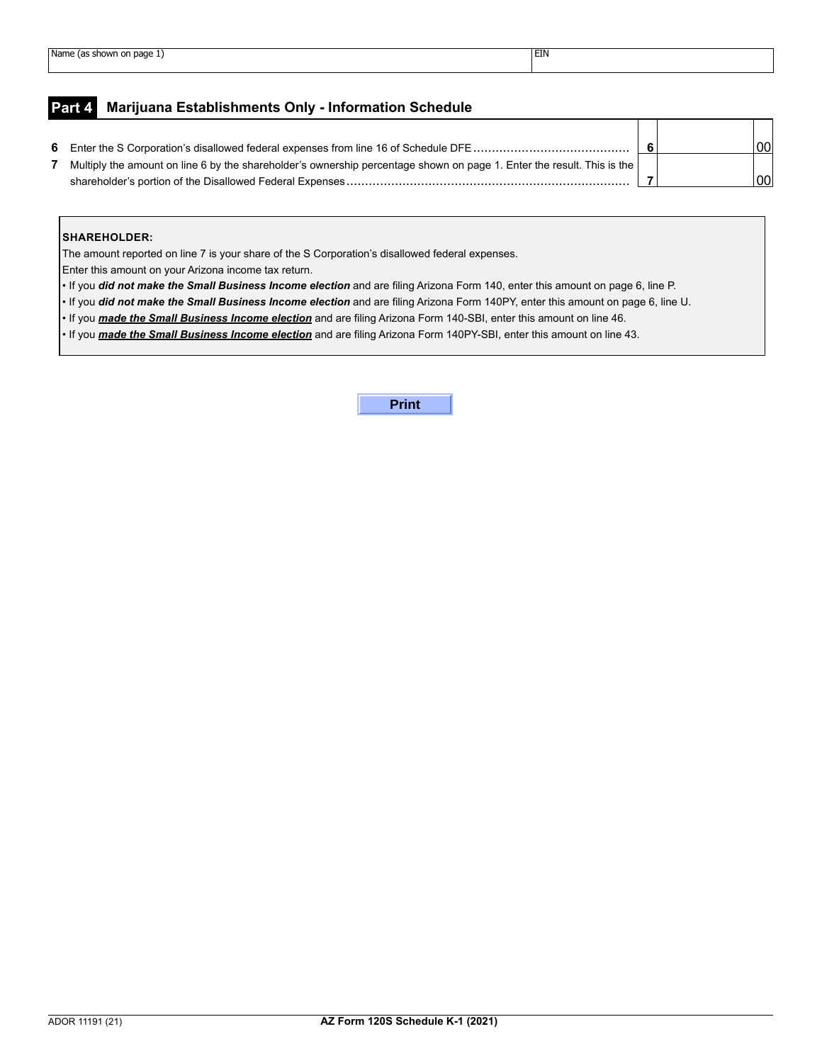| Name (as shown on page 1) | EIN |
|---|---|
| | |

## Part 4 Marijuana Establishments Only - Information Schedule

| | | | |
|---|---|---|---|
| **6** | Enter the S Corporation's disallowed federal expenses from line 16 of Schedule DFE | **6** | 00 |
| **7** | Multiply the amount on line 6 by the shareholder's ownership percentage shown on page 1. Enter the result. This is the shareholder's portion of the Disallowed Federal Expenses | **7** | 00 |

**SHAREHOLDER:**

The amount reported on line 7 is your share of the S Corporation's disallowed federal expenses.

Enter this amount on your Arizona income tax return.

- If you ***did not make the Small Business Income election*** and are filing Arizona Form 140, enter this amount on page 6, line P.
- If you ***did not make the Small Business Income election*** and are filing Arizona Form 140PY, enter this amount on page 6, line U.
- If you ***made the Small Business Income election*** and are filing Arizona Form 140-SBI, enter this amount on line 46.
- If you ***made the Small Business Income election*** and are filing Arizona Form 140PY-SBI, enter this amount on line 43.

Print

ADOR 11191 (21) AZ Form 120S Schedule K-1 (2021)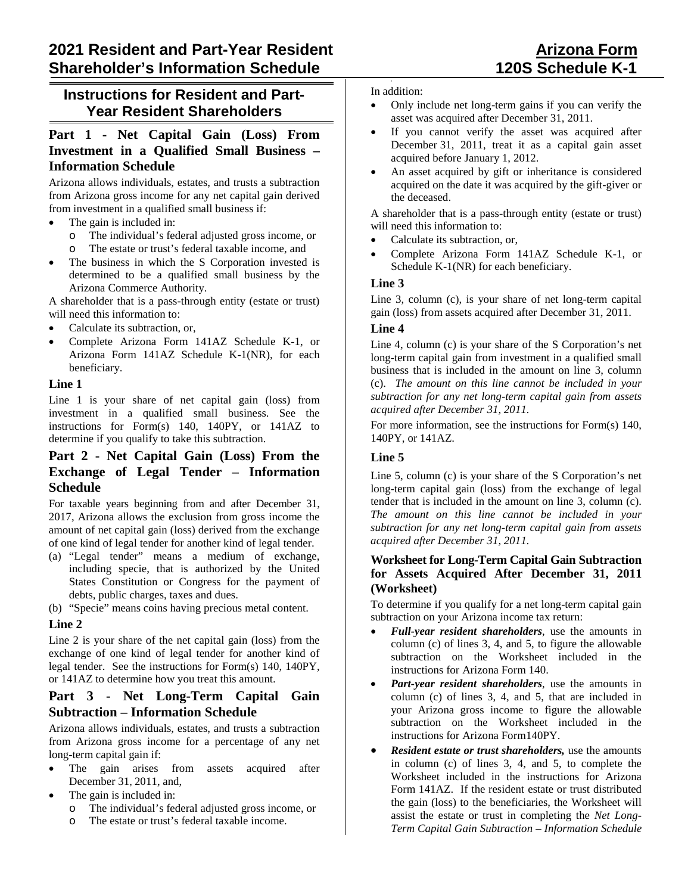# 2021 Resident and Part-Year Resident Shareholder's Information Schedule

# Arizona Form 120S Schedule K-1

## Instructions for Resident and Part-Year Resident Shareholders

### Part 1 - Net Capital Gain (Loss) From Investment in a Qualified Small Business – Information Schedule

Arizona allows individuals, estates, and trusts a subtraction from Arizona gross income for any net capital gain derived from investment in a qualified small business if:

- The gain is included in:
  - The individual's federal adjusted gross income, or
  - The estate or trust's federal taxable income, and
- The business in which the S Corporation invested is determined to be a qualified small business by the Arizona Commerce Authority.

A shareholder that is a pass-through entity (estate or trust) will need this information to:

- Calculate its subtraction, or,
- Complete Arizona Form 141AZ Schedule K-1, or Arizona Form 141AZ Schedule K-1(NR), for each beneficiary.

#### Line 1

Line 1 is your share of net capital gain (loss) from investment in a qualified small business. See the instructions for Form(s) 140, 140PY, or 141AZ to determine if you qualify to take this subtraction.

### Part 2 - Net Capital Gain (Loss) From the Exchange of Legal Tender – Information Schedule

For taxable years beginning from and after December 31, 2017, Arizona allows the exclusion from gross income the amount of net capital gain (loss) derived from the exchange of one kind of legal tender for another kind of legal tender.

(a) "Legal tender" means a medium of exchange, including specie, that is authorized by the United States Constitution or Congress for the payment of debts, public charges, taxes and dues.

(b) "Specie" means coins having precious metal content.

#### Line 2

Line 2 is your share of the net capital gain (loss) from the exchange of one kind of legal tender for another kind of legal tender. See the instructions for Form(s) 140, 140PY, or 141AZ to determine how you treat this amount.

### Part 3 - Net Long-Term Capital Gain Subtraction – Information Schedule

Arizona allows individuals, estates, and trusts a subtraction from Arizona gross income for a percentage of any net long-term capital gain if:

- The gain arises from assets acquired after December 31, 2011, and,
- The gain is included in:
  - The individual's federal adjusted gross income, or
  - The estate or trust's federal taxable income.

In addition:

- Only include net long-term gains if you can verify the asset was acquired after December 31, 2011.
- If you cannot verify the asset was acquired after December 31, 2011, treat it as a capital gain asset acquired before January 1, 2012.
- An asset acquired by gift or inheritance is considered acquired on the date it was acquired by the gift-giver or the deceased.

A shareholder that is a pass-through entity (estate or trust) will need this information to:

- Calculate its subtraction, or,
- Complete Arizona Form 141AZ Schedule K-1, or Schedule K-1(NR) for each beneficiary.

#### Line 3

Line 3, column (c), is your share of net long-term capital gain (loss) from assets acquired after December 31, 2011.

#### Line 4

Line 4, column (c) is your share of the S Corporation's net long-term capital gain from investment in a qualified small business that is included in the amount on line 3, column (c). *The amount on this line cannot be included in your subtraction for any net long-term capital gain from assets acquired after December 31, 2011.*

For more information, see the instructions for Form(s) 140, 140PY, or 141AZ.

#### Line 5

Line 5, column (c) is your share of the S Corporation's net long-term capital gain (loss) from the exchange of legal tender that is included in the amount on line 3, column (c). *The amount on this line cannot be included in your subtraction for any net long-term capital gain from assets acquired after December 31, 2011.*

#### Worksheet for Long-Term Capital Gain Subtraction for Assets Acquired After December 31, 2011 (Worksheet)

To determine if you qualify for a net long-term capital gain subtraction on your Arizona income tax return:

- ***Full-year resident shareholders***, use the amounts in column (c) of lines 3, 4, and 5, to figure the allowable subtraction on the Worksheet included in the instructions for Arizona Form 140.
- ***Part-year resident shareholders***, use the amounts in column (c) of lines 3, 4, and 5, that are included in your Arizona gross income to figure the allowable subtraction on the Worksheet included in the instructions for Arizona Form140PY.
- ***Resident estate or trust shareholders,*** use the amounts in column (c) of lines 3, 4, and 5, to complete the Worksheet included in the instructions for Arizona Form 141AZ. If the resident estate or trust distributed the gain (loss) to the beneficiaries, the Worksheet will assist the estate or trust in completing the *Net Long-Term Capital Gain Subtraction – Information Schedule*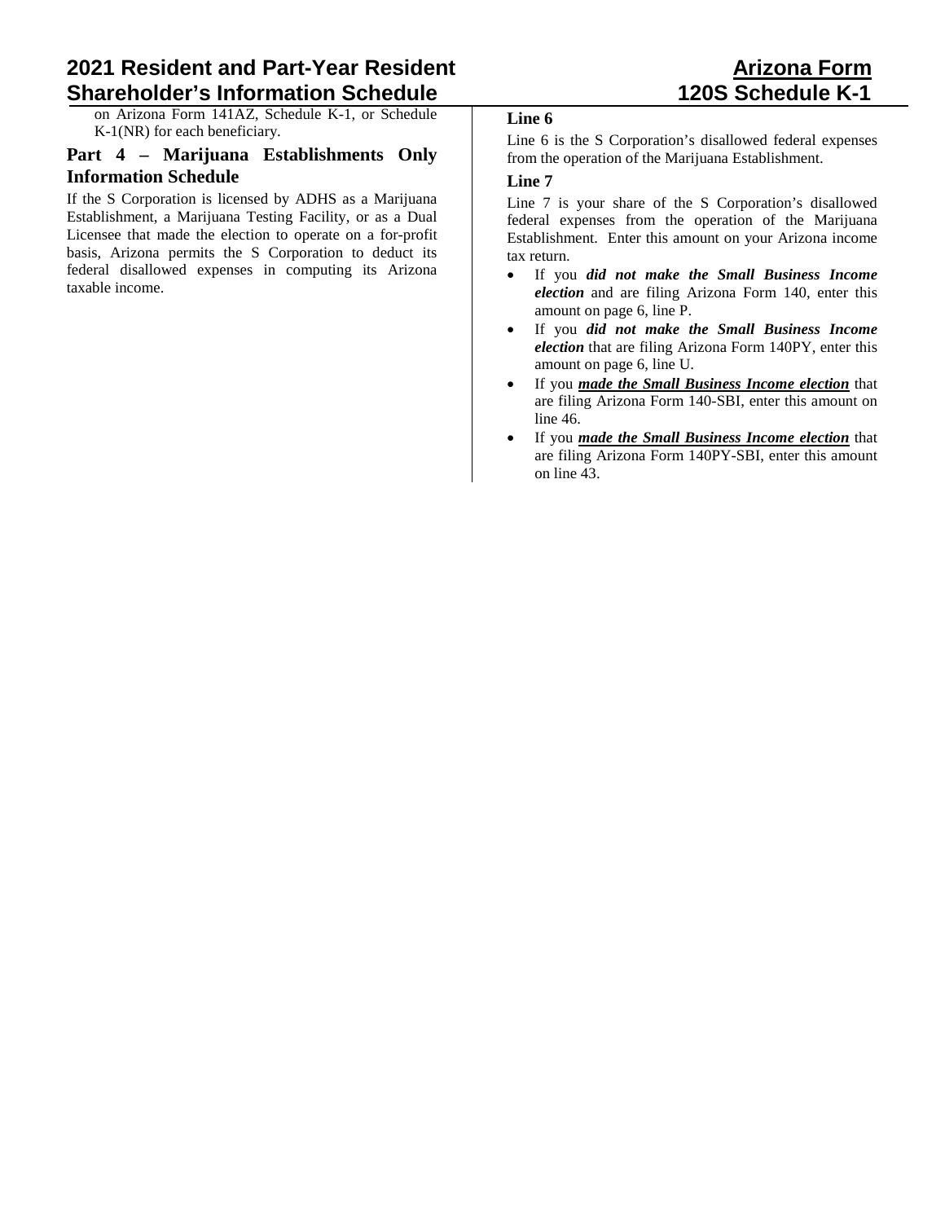on Arizona Form 141AZ, Schedule K-1, or Schedule K-1(NR) for each beneficiary.

## Part 4 – Marijuana Establishments Only Information Schedule

If the S Corporation is licensed by ADHS as a Marijuana Establishment, a Marijuana Testing Facility, or as a Dual Licensee that made the election to operate on a for-profit basis, Arizona permits the S Corporation to deduct its federal disallowed expenses in computing its Arizona taxable income.

### Line 6

Line 6 is the S Corporation's disallowed federal expenses from the operation of the Marijuana Establishment.

### Line 7

Line 7 is your share of the S Corporation's disallowed federal expenses from the operation of the Marijuana Establishment. Enter this amount on your Arizona income tax return.

- If you ***did not make the Small Business Income election*** and are filing Arizona Form 140, enter this amount on page 6, line P.
- If you ***did not make the Small Business Income election*** that are filing Arizona Form 140PY, enter this amount on page 6, line U.
- If you ***made the Small Business Income election*** that are filing Arizona Form 140-SBI, enter this amount on line 46.
- If you ***made the Small Business Income election*** that are filing Arizona Form 140PY-SBI, enter this amount on line 43.